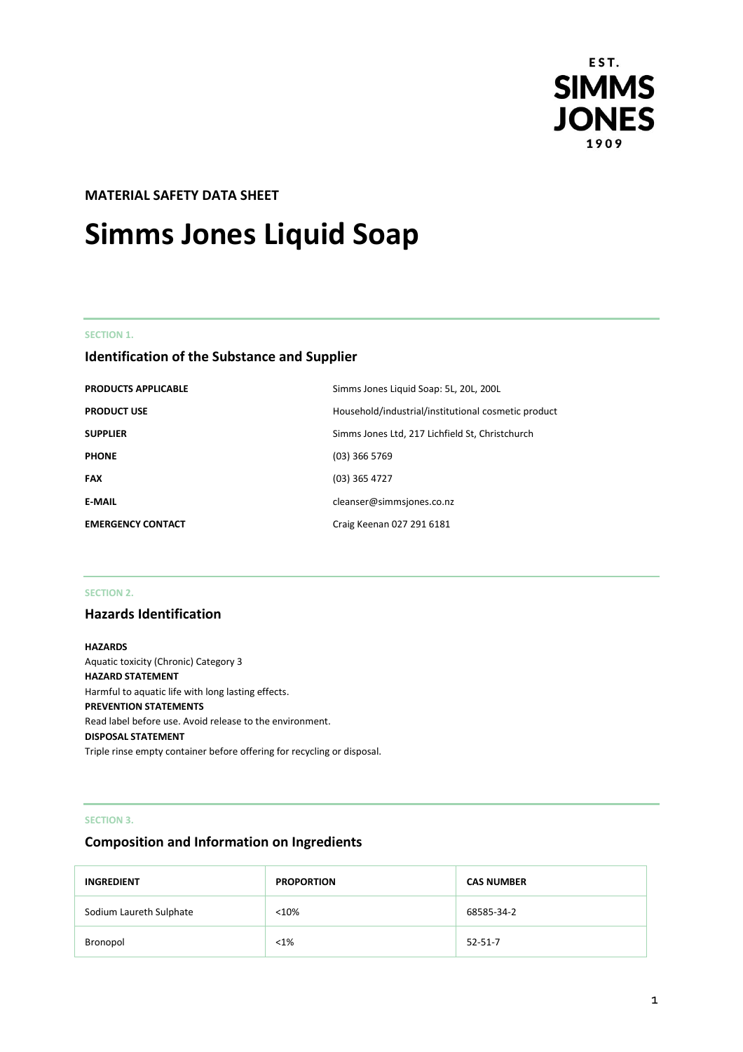EST. SIMMS JONES 1909

**MATERIAL SAFETY DATA SHEET**

# Simms Jones Liquid Soap

SECTION 1.

## Identification of the Substance and Supplier

| | |
|---|---|
| **PRODUCTS APPLICABLE** | Simms Jones Liquid Soap: 5L, 20L, 200L |
| **PRODUCT USE** | Household/industrial/institutional cosmetic product |
| **SUPPLIER** | Simms Jones Ltd, 217 Lichfield St, Christchurch |
| **PHONE** | (03) 366 5769 |
| **FAX** | (03) 365 4727 |
| **E-MAIL** | cleanser@simmsjones.co.nz |
| **EMERGENCY CONTACT** | Craig Keenan 027 291 6181 |

SECTION 2.

## Hazards Identification

**HAZARDS**
Aquatic toxicity (Chronic) Category 3
**HAZARD STATEMENT**
Harmful to aquatic life with long lasting effects.
**PREVENTION STATEMENTS**
Read label before use. Avoid release to the environment.
**DISPOSAL STATEMENT**
Triple rinse empty container before offering for recycling or disposal.

SECTION 3.

## Composition and Information on Ingredients

| INGREDIENT | PROPORTION | CAS NUMBER |
|---|---|---|
| Sodium Laureth Sulphate | <10% | 68585-34-2 |
| Bronopol | <1% | 52-51-7 |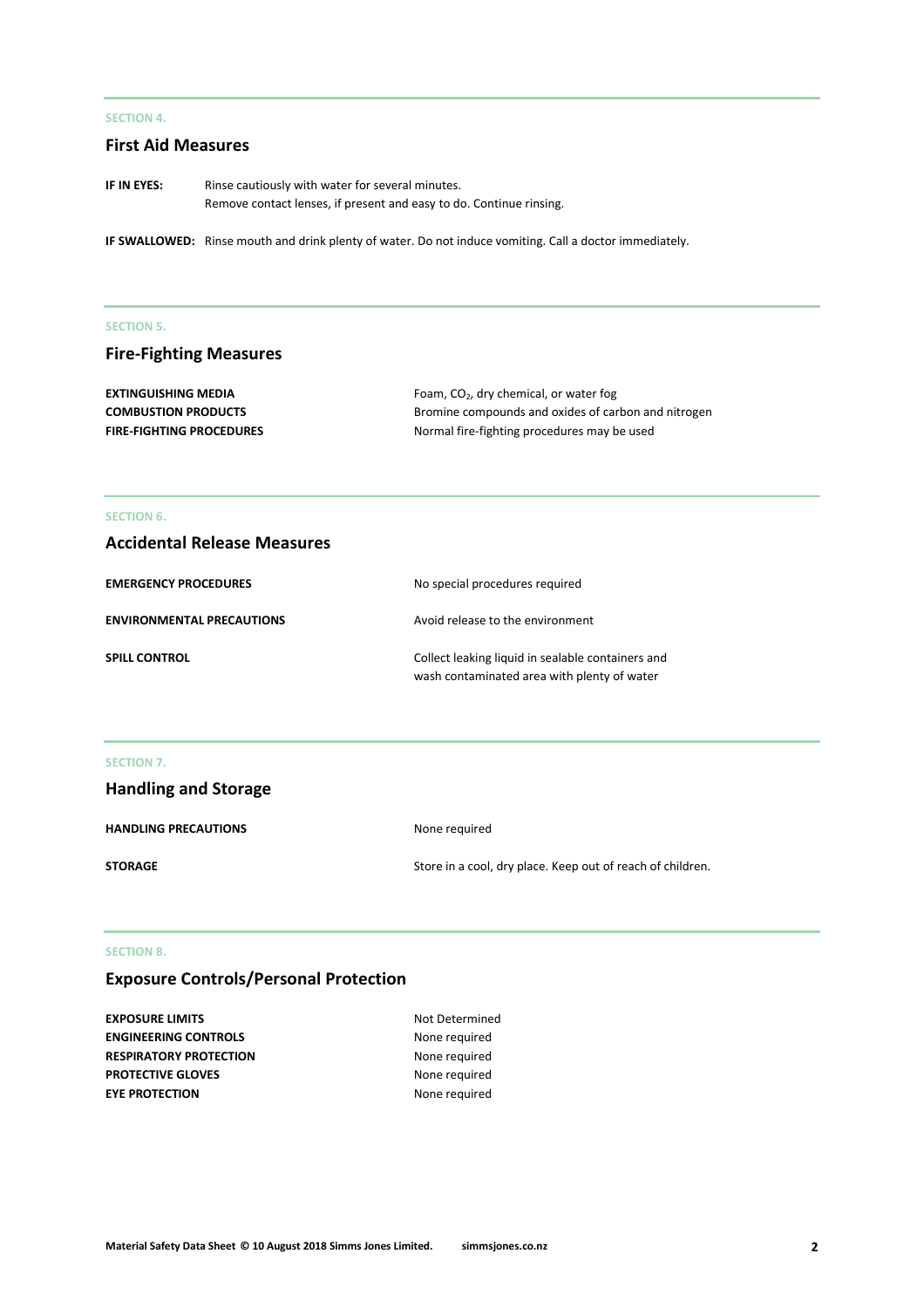SECTION 4.

## First Aid Measures

**IF IN EYES:** Rinse cautiously with water for several minutes.
Remove contact lenses, if present and easy to do. Continue rinsing.

**IF SWALLOWED:** Rinse mouth and drink plenty of water. Do not induce vomiting. Call a doctor immediately.

SECTION 5.

## Fire-Fighting Measures

| | |
|---|---|
| **EXTINGUISHING MEDIA** | Foam, $CO_2$, dry chemical, or water fog |
| **COMBUSTION PRODUCTS** | Bromine compounds and oxides of carbon and nitrogen |
| **FIRE-FIGHTING PROCEDURES** | Normal fire-fighting procedures may be used |

SECTION 6.

## Accidental Release Measures

| | |
|---|---|
| **EMERGENCY PROCEDURES** | No special procedures required |
| **ENVIRONMENTAL PRECAUTIONS** | Avoid release to the environment |
| **SPILL CONTROL** | Collect leaking liquid in sealable containers and wash contaminated area with plenty of water |

SECTION 7.

## Handling and Storage

| | |
|---|---|
| **HANDLING PRECAUTIONS** | None required |
| **STORAGE** | Store in a cool, dry place. Keep out of reach of children. |

SECTION 8.

## Exposure Controls/Personal Protection

| | |
|---|---|
| **EXPOSURE LIMITS** | Not Determined |
| **ENGINEERING CONTROLS** | None required |
| **RESPIRATORY PROTECTION** | None required |
| **PROTECTIVE GLOVES** | None required |
| **EYE PROTECTION** | None required |

**Material Safety Data Sheet © 10 August 2018 Simms Jones Limited.** **simmsjones.co.nz**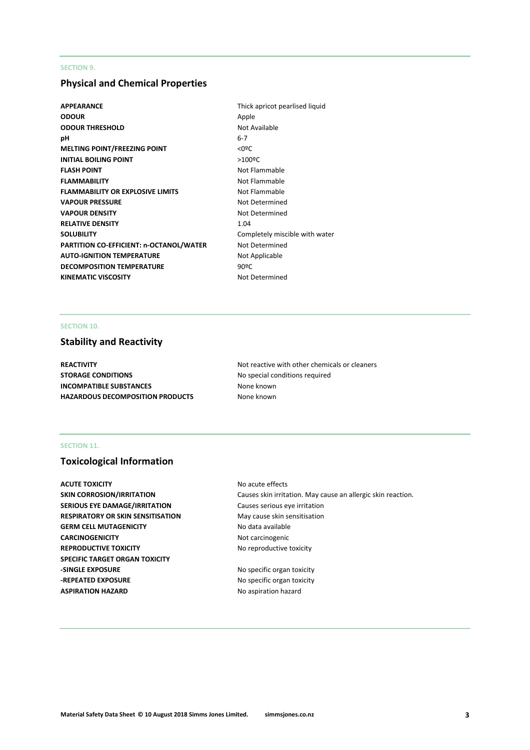SECTION 9.

## Physical and Chemical Properties

| | |
|---|---|
| **APPEARANCE** | Thick apricot pearlised liquid |
| **ODOUR** | Apple |
| **ODOUR THRESHOLD** | Not Available |
| **pH** | 6-7 |
| **MELTING POINT/FREEZING POINT** | <0ºC |
| **INITIAL BOILING POINT** | >100ºC |
| **FLASH POINT** | Not Flammable |
| **FLAMMABILITY** | Not Flammable |
| **FLAMMABILITY OR EXPLOSIVE LIMITS** | Not Flammable |
| **VAPOUR PRESSURE** | Not Determined |
| **VAPOUR DENSITY** | Not Determined |
| **RELATIVE DENSITY** | 1.04 |
| **SOLUBILITY** | Completely miscible with water |
| **PARTITION CO-EFFICIENT: n-OCTANOL/WATER** | Not Determined |
| **AUTO-IGNITION TEMPERATURE** | Not Applicable |
| **DECOMPOSITION TEMPERATURE** | 90ºC |
| **KINEMATIC VISCOSITY** | Not Determined |

SECTION 10.

## Stability and Reactivity

| | |
|---|---|
| **REACTIVITY** | Not reactive with other chemicals or cleaners |
| **STORAGE CONDITIONS** | No special conditions required |
| **INCOMPATIBLE SUBSTANCES** | None known |
| **HAZARDOUS DECOMPOSITION PRODUCTS** | None known |

SECTION 11.

## Toxicological Information

| | |
|---|---|
| **ACUTE TOXICITY** | No acute effects |
| **SKIN CORROSION/IRRITATION** | Causes skin irritation. May cause an allergic skin reaction. |
| **SERIOUS EYE DAMAGE/IRRITATION** | Causes serious eye irritation |
| **RESPIRATORY OR SKIN SENSITISATION** | May cause skin sensitisation |
| **GERM CELL MUTAGENICITY** | No data available |
| **CARCINOGENICITY** | Not carcinogenic |
| **REPRODUCTIVE TOXICITY** | No reproductive toxicity |
| **SPECIFIC TARGET ORGAN TOXICITY** | |
| **-SINGLE EXPOSURE** | No specific organ toxicity |
| **-REPEATED EXPOSURE** | No specific organ toxicity |
| **ASPIRATION HAZARD** | No aspiration hazard |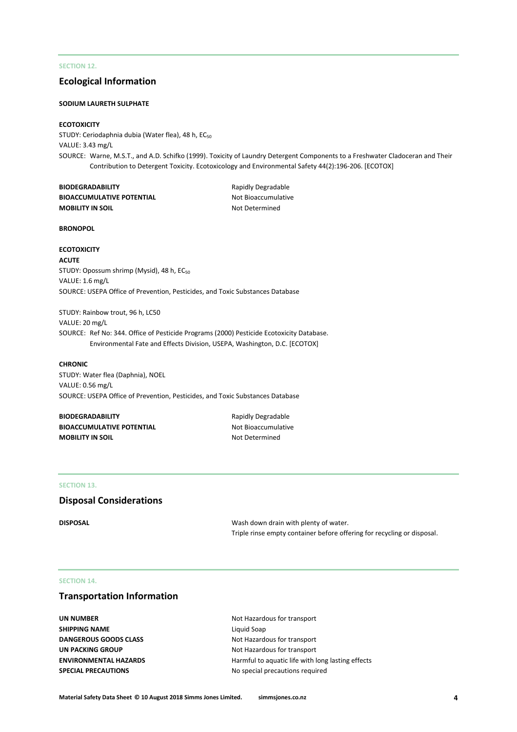SECTION 12.

## Ecological Information

**SODIUM LAURETH SULPHATE**

**ECOTOXICITY**

STUDY: Ceriodaphnia dubia (Water flea), 48 h, $EC_{50}$
VALUE: 3.43 mg/L
SOURCE: Warne, M.S.T., and A.D. Schifko (1999). Toxicity of Laundry Detergent Components to a Freshwater Cladoceran and Their Contribution to Detergent Toxicity. Ecotoxicology and Environmental Safety 44(2):196-206. [ECOTOX]

| | |
|---|---|
| **BIODEGRADABILITY** | Rapidly Degradable |
| **BIOACCUMULATIVE POTENTIAL** | Not Bioaccumulative |
| **MOBILITY IN SOIL** | Not Determined |

**BRONOPOL**

**ECOTOXICITY**

**ACUTE**

STUDY: Opossum shrimp (Mysid), 48 h, $EC_{50}$
VALUE: 1.6 mg/L
SOURCE: USEPA Office of Prevention, Pesticides, and Toxic Substances Database

STUDY: Rainbow trout, 96 h, LC50
VALUE: 20 mg/L
SOURCE: Ref No: 344. Office of Pesticide Programs (2000) Pesticide Ecotoxicity Database. Environmental Fate and Effects Division, USEPA, Washington, D.C. [ECOTOX]

**CHRONIC**

STUDY: Water flea (Daphnia), NOEL
VALUE: 0.56 mg/L
SOURCE: USEPA Office of Prevention, Pesticides, and Toxic Substances Database

| | |
|---|---|
| **BIODEGRADABILITY** | Rapidly Degradable |
| **BIOACCUMULATIVE POTENTIAL** | Not Bioaccumulative |
| **MOBILITY IN SOIL** | Not Determined |

SECTION 13.

## Disposal Considerations

| | |
|---|---|
| **DISPOSAL** | Wash down drain with plenty of water.<br>Triple rinse empty container before offering for recycling or disposal. |

SECTION 14.

## Transportation Information

| | |
|---|---|
| **UN NUMBER** | Not Hazardous for transport |
| **SHIPPING NAME** | Liquid Soap |
| **DANGEROUS GOODS CLASS** | Not Hazardous for transport |
| **UN PACKING GROUP** | Not Hazardous for transport |
| **ENVIRONMENTAL HAZARDS** | Harmful to aquatic life with long lasting effects |
| **SPECIAL PRECAUTIONS** | No special precautions required |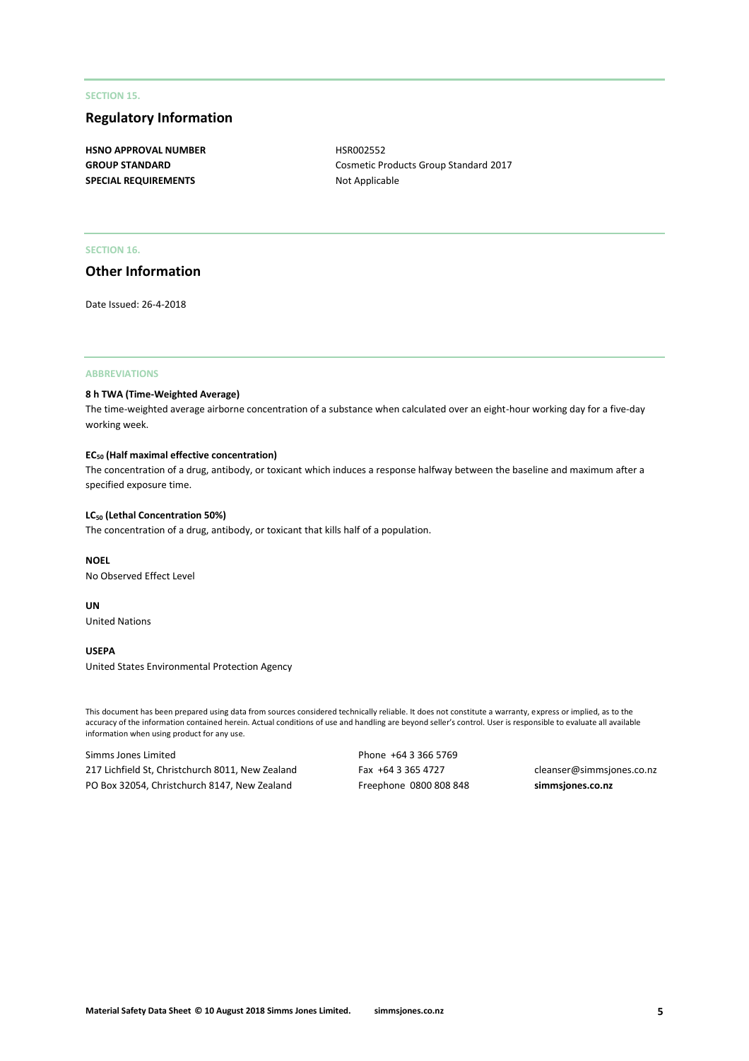SECTION 15.

## Regulatory Information

| | |
|---|---|
| **HSNO APPROVAL NUMBER** | HSR002552 |
| **GROUP STANDARD** | Cosmetic Products Group Standard 2017 |
| **SPECIAL REQUIREMENTS** | Not Applicable |

SECTION 16.

## Other Information

Date Issued: 26-4-2018

### ABBREVIATIONS

**8 h TWA (Time-Weighted Average)**
The time-weighted average airborne concentration of a substance when calculated over an eight-hour working day for a five-day working week.

**$EC_{50}$ (Half maximal effective concentration)**
The concentration of a drug, antibody, or toxicant which induces a response halfway between the baseline and maximum after a specified exposure time.

**$LC_{50}$ (Lethal Concentration 50%)**
The concentration of a drug, antibody, or toxicant that kills half of a population.

**NOEL**
No Observed Effect Level

**UN**
United Nations

**USEPA**
United States Environmental Protection Agency

This document has been prepared using data from sources considered technically reliable. It does not constitute a warranty, express or implied, as to the accuracy of the information contained herein. Actual conditions of use and handling are beyond seller's control. User is responsible to evaluate all available information when using product for any use.

Simms Jones Limited
217 Lichfield St, Christchurch 8011, New Zealand
PO Box 32054, Christchurch 8147, New Zealand

Phone +64 3 366 5769
Fax +64 3 365 4727
Freephone 0800 808 848

cleanser@simmsjones.co.nz
**simmsjones.co.nz**